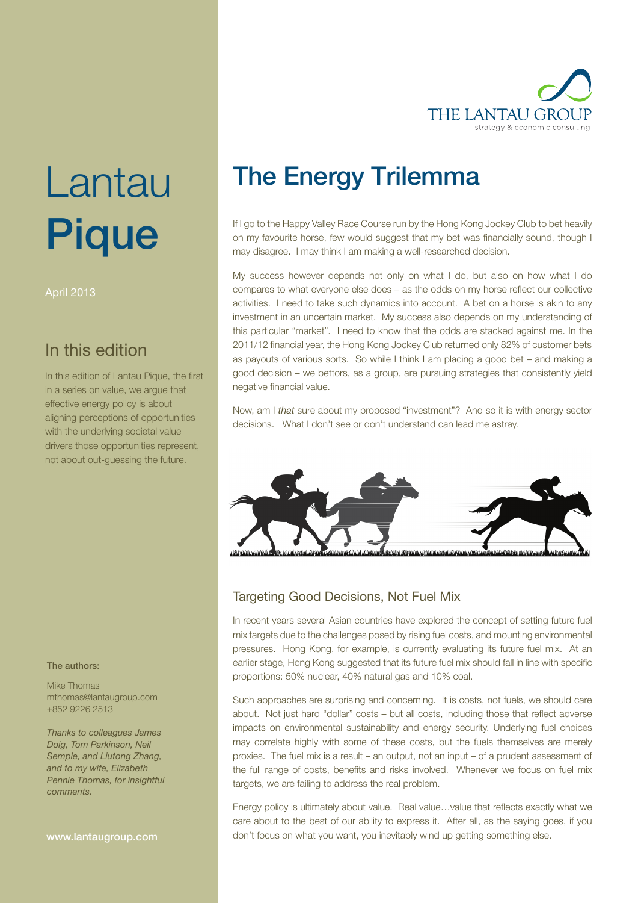# Lantau **Pique**

April 2013

## In this edition

In this edition of Lantau Pique, the first in a series on value, we argue that effective energy policy is about aligning perceptions of opportunities with the underlying societal value drivers those opportunities represent, not about out-guessing the future.

**The authors:**

Mike Thomas
mthomas@lantaugroup.com
+852 9226 2513

*Thanks to colleagues James Doig, Tom Parkinson, Neil Semple, and Liutong Zhang, and to my wife, Elizabeth Pennie Thomas, for insightful comments.*

www.lantaugroup.com

# The Energy Trilemma

If I go to the Happy Valley Race Course run by the Hong Kong Jockey Club to bet heavily on my favourite horse, few would suggest that my bet was financially sound, though I may disagree. I may think I am making a well-researched decision.

My success however depends not only on what I do, but also on how what I do compares to what everyone else does – as the odds on my horse reflect our collective activities. I need to take such dynamics into account. A bet on a horse is akin to any investment in an uncertain market. My success also depends on my understanding of this particular "market". I need to know that the odds are stacked against me. In the 2011/12 financial year, the Hong Kong Jockey Club returned only 82% of customer bets as payouts of various sorts. So while I think I am placing a good bet – and making a good decision – we bettors, as a group, are pursuing strategies that consistently yield negative financial value.

Now, am I *that* sure about my proposed "investment"? And so it is with energy sector decisions. What I don't see or don't understand can lead me astray.

## Targeting Good Decisions, Not Fuel Mix

In recent years several Asian countries have explored the concept of setting future fuel mix targets due to the challenges posed by rising fuel costs, and mounting environmental pressures. Hong Kong, for example, is currently evaluating its future fuel mix. At an earlier stage, Hong Kong suggested that its future fuel mix should fall in line with specific proportions: 50% nuclear, 40% natural gas and 10% coal.

Such approaches are surprising and concerning. It is costs, not fuels, we should care about. Not just hard "dollar" costs – but all costs, including those that reflect adverse impacts on environmental sustainability and energy security. Underlying fuel choices may correlate highly with some of these costs, but the fuels themselves are merely proxies. The fuel mix is a result – an output, not an input – of a prudent assessment of the full range of costs, benefits and risks involved. Whenever we focus on fuel mix targets, we are failing to address the real problem.

Energy policy is ultimately about value. Real value…value that reflects exactly what we care about to the best of our ability to express it. After all, as the saying goes, if you don't focus on what you want, you inevitably wind up getting something else.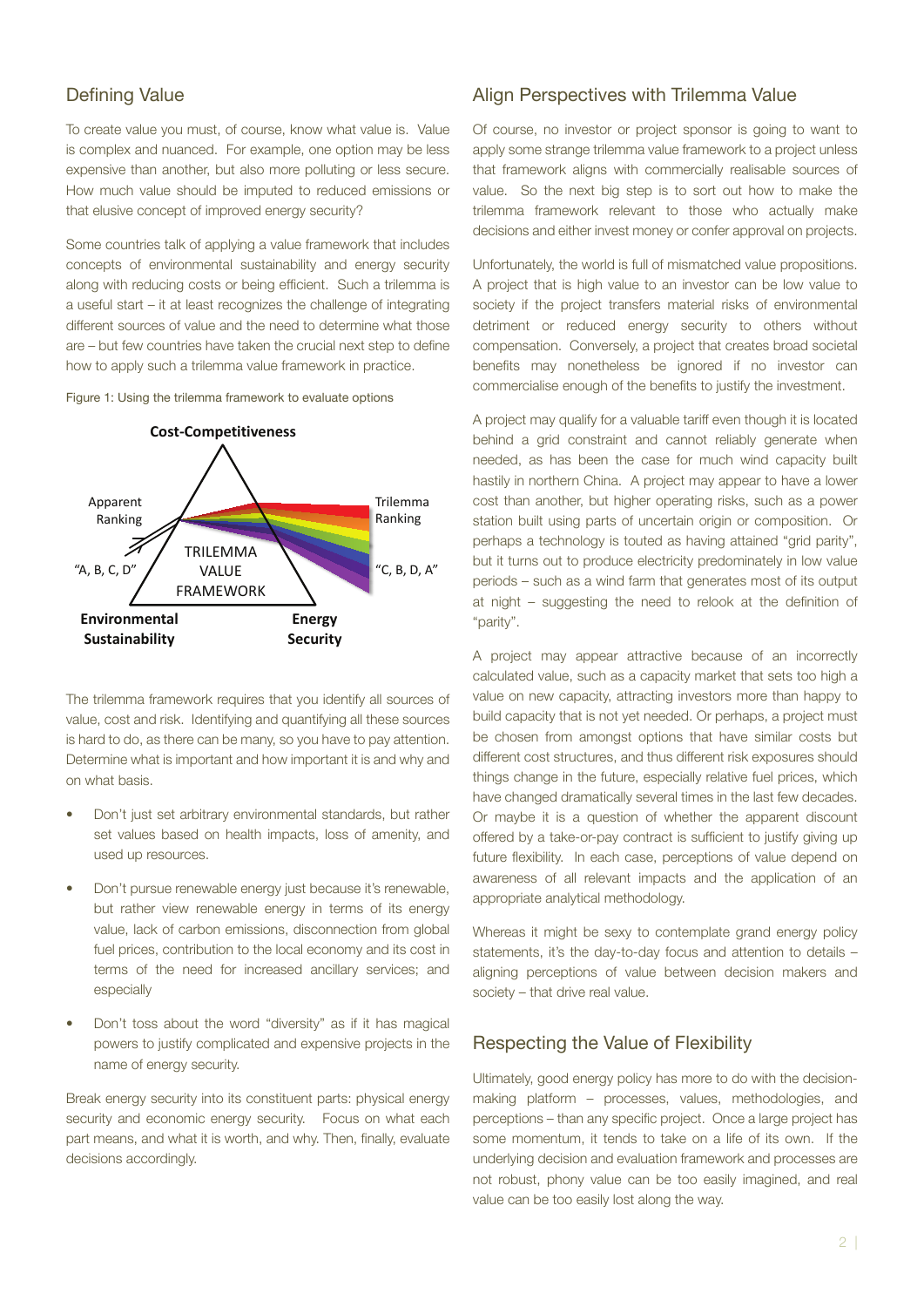## Defining Value

To create value you must, of course, know what value is. Value is complex and nuanced. For example, one option may be less expensive than another, but also more polluting or less secure. How much value should be imputed to reduced emissions or that elusive concept of improved energy security?

Some countries talk of applying a value framework that includes concepts of environmental sustainability and energy security along with reducing costs or being efficient. Such a trilemma is a useful start – it at least recognizes the challenge of integrating different sources of value and the need to determine what those are – but few countries have taken the crucial next step to define how to apply such a trilemma value framework in practice.

Figure 1: Using the trilemma framework to evaluate options

The trilemma framework requires that you identify all sources of value, cost and risk. Identifying and quantifying all these sources is hard to do, as there can be many, so you have to pay attention. Determine what is important and how important it is and why and on what basis.

- Don't just set arbitrary environmental standards, but rather set values based on health impacts, loss of amenity, and used up resources.
- Don't pursue renewable energy just because it's renewable, but rather view renewable energy in terms of its energy value, lack of carbon emissions, disconnection from global fuel prices, contribution to the local economy and its cost in terms of the need for increased ancillary services; and especially
- Don't toss about the word "diversity" as if it has magical powers to justify complicated and expensive projects in the name of energy security.

Break energy security into its constituent parts: physical energy security and economic energy security. Focus on what each part means, and what it is worth, and why. Then, finally, evaluate decisions accordingly.

## Align Perspectives with Trilemma Value

Of course, no investor or project sponsor is going to want to apply some strange trilemma value framework to a project unless that framework aligns with commercially realisable sources of value. So the next big step is to sort out how to make the trilemma framework relevant to those who actually make decisions and either invest money or confer approval on projects.

Unfortunately, the world is full of mismatched value propositions. A project that is high value to an investor can be low value to society if the project transfers material risks of environmental detriment or reduced energy security to others without compensation. Conversely, a project that creates broad societal benefits may nonetheless be ignored if no investor can commercialise enough of the benefits to justify the investment.

A project may qualify for a valuable tariff even though it is located behind a grid constraint and cannot reliably generate when needed, as has been the case for much wind capacity built hastily in northern China. A project may appear to have a lower cost than another, but higher operating risks, such as a power station built using parts of uncertain origin or composition. Or perhaps a technology is touted as having attained "grid parity", but it turns out to produce electricity predominately in low value periods – such as a wind farm that generates most of its output at night – suggesting the need to relook at the definition of "parity".

A project may appear attractive because of an incorrectly calculated value, such as a capacity market that sets too high a value on new capacity, attracting investors more than happy to build capacity that is not yet needed. Or perhaps, a project must be chosen from amongst options that have similar costs but different cost structures, and thus different risk exposures should things change in the future, especially relative fuel prices, which have changed dramatically several times in the last few decades. Or maybe it is a question of whether the apparent discount offered by a take-or-pay contract is sufficient to justify giving up future flexibility. In each case, perceptions of value depend on awareness of all relevant impacts and the application of an appropriate analytical methodology.

Whereas it might be sexy to contemplate grand energy policy statements, it's the day-to-day focus and attention to details – aligning perceptions of value between decision makers and society – that drive real value.

## Respecting the Value of Flexibility

Ultimately, good energy policy has more to do with the decision-making platform – processes, values, methodologies, and perceptions – than any specific project. Once a large project has some momentum, it tends to take on a life of its own. If the underlying decision and evaluation framework and processes are not robust, phony value can be too easily imagined, and real value can be too easily lost along the way.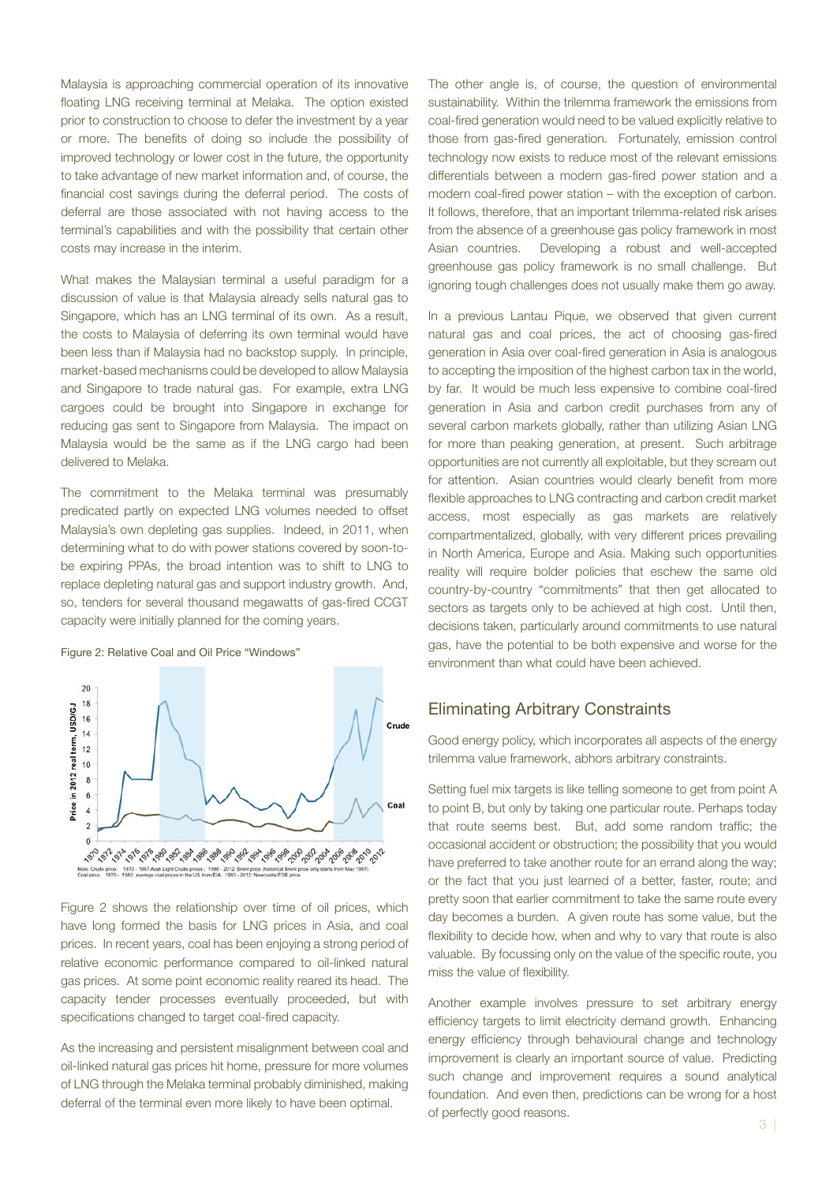Malaysia is approaching commercial operation of its innovative floating LNG receiving terminal at Melaka. The option existed prior to construction to choose to defer the investment by a year or more. The benefits of doing so include the possibility of improved technology or lower cost in the future, the opportunity to take advantage of new market information and, of course, the financial cost savings during the deferral period. The costs of deferral are those associated with not having access to the terminal's capabilities and with the possibility that certain other costs may increase in the interim.

What makes the Malaysian terminal a useful paradigm for a discussion of value is that Malaysia already sells natural gas to Singapore, which has an LNG terminal of its own. As a result, the costs to Malaysia of deferring its own terminal would have been less than if Malaysia had no backstop supply. In principle, market-based mechanisms could be developed to allow Malaysia and Singapore to trade natural gas. For example, extra LNG cargoes could be brought into Singapore in exchange for reducing gas sent to Singapore from Malaysia. The impact on Malaysia would be the same as if the LNG cargo had been delivered to Melaka.

The commitment to the Melaka terminal was presumably predicated partly on expected LNG volumes needed to offset Malaysia's own depleting gas supplies. Indeed, in 2011, when determining what to do with power stations covered by soon-to-be expiring PPAs, the broad intention was to shift to LNG to replace depleting natural gas and support industry growth. And, so, tenders for several thousand megawatts of gas-fired CCGT capacity were initially planned for the coming years.

Figure 2: Relative Coal and Oil Price "Windows"

Note: Crude price: 1970 - 1987 Arab Light Crude prices ; 1988 - 2012 Brent price (historical Brent price only starts from May 1987)
Coal price: 1970 - 1982: average coal prices in the US from EIA; 1983 - 2012: Newcastle FOB price

Figure 2 shows the relationship over time of oil prices, which have long formed the basis for LNG prices in Asia, and coal prices. In recent years, coal has been enjoying a strong period of relative economic performance compared to oil-linked natural gas prices. At some point economic reality reared its head. The capacity tender processes eventually proceeded, but with specifications changed to target coal-fired capacity.

As the increasing and persistent misalignment between coal and oil-linked natural gas prices hit home, pressure for more volumes of LNG through the Melaka terminal probably diminished, making deferral of the terminal even more likely to have been optimal.

The other angle is, of course, the question of environmental sustainability. Within the trilemma framework the emissions from coal-fired generation would need to be valued explicitly relative to those from gas-fired generation. Fortunately, emission control technology now exists to reduce most of the relevant emissions differentials between a modern gas-fired power station and a modern coal-fired power station – with the exception of carbon. It follows, therefore, that an important trilemma-related risk arises from the absence of a greenhouse gas policy framework in most Asian countries. Developing a robust and well-accepted greenhouse gas policy framework is no small challenge. But ignoring tough challenges does not usually make them go away.

In a previous Lantau Pique, we observed that given current natural gas and coal prices, the act of choosing gas-fired generation in Asia over coal-fired generation in Asia is analogous to accepting the imposition of the highest carbon tax in the world, by far. It would be much less expensive to combine coal-fired generation in Asia and carbon credit purchases from any of several carbon markets globally, rather than utilizing Asian LNG for more than peaking generation, at present. Such arbitrage opportunities are not currently all exploitable, but they scream out for attention. Asian countries would clearly benefit from more flexible approaches to LNG contracting and carbon credit market access, most especially as gas markets are relatively compartmentalized, globally, with very different prices prevailing in North America, Europe and Asia. Making such opportunities reality will require bolder policies that eschew the same old country-by-country "commitments" that then get allocated to sectors as targets only to be achieved at high cost. Until then, decisions taken, particularly around commitments to use natural gas, have the potential to be both expensive and worse for the environment than what could have been achieved.

## Eliminating Arbitrary Constraints

Good energy policy, which incorporates all aspects of the energy trilemma value framework, abhors arbitrary constraints.

Setting fuel mix targets is like telling someone to get from point A to point B, but only by taking one particular route. Perhaps today that route seems best. But, add some random traffic; the occasional accident or obstruction; the possibility that you would have preferred to take another route for an errand along the way; or the fact that you just learned of a better, faster, route; and pretty soon that earlier commitment to take the same route every day becomes a burden. A given route has some value, but the flexibility to decide how, when and why to vary that route is also valuable. By focussing only on the value of the specific route, you miss the value of flexibility.

Another example involves pressure to set arbitrary energy efficiency targets to limit electricity demand growth. Enhancing energy efficiency through behavioural change and technology improvement is clearly an important source of value. Predicting such change and improvement requires a sound analytical foundation. And even then, predictions can be wrong for a host of perfectly good reasons.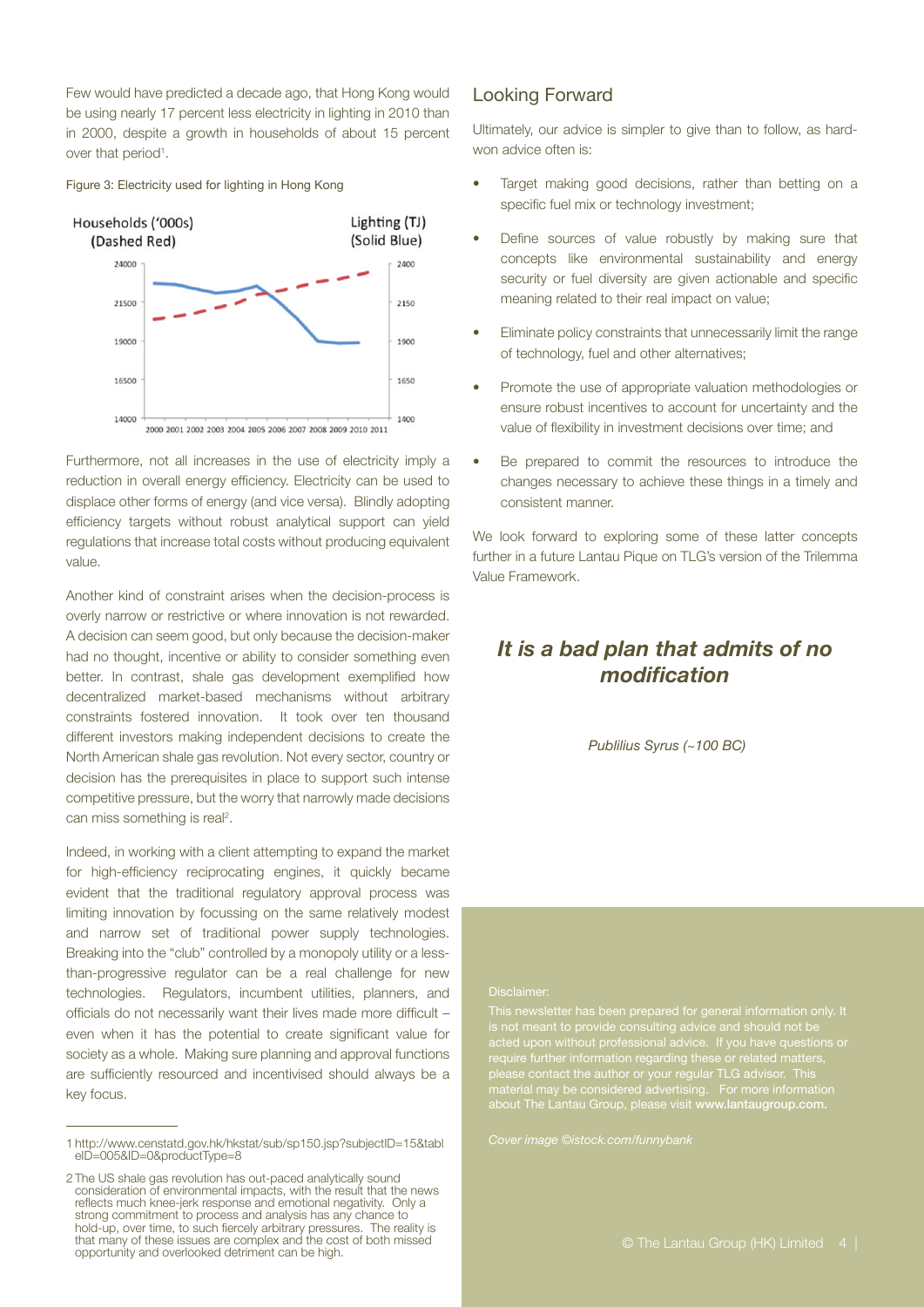Few would have predicted a decade ago, that Hong Kong would be using nearly 17 percent less electricity in lighting in 2010 than in 2000, despite a growth in households of about 15 percent over that period[1].

Figure 3: Electricity used for lighting in Hong Kong

Households ('000s) (Dashed Red)

Lighting (TJ) (Solid Blue)

24000
21500
19000
16500
14000

2400
2150
1900
1650
1400

2000 2001 2002 2003 2004 2005 2006 2007 2008 2009 2010 2011

Furthermore, not all increases in the use of electricity imply a reduction in overall energy efficiency. Electricity can be used to displace other forms of energy (and vice versa). Blindly adopting efficiency targets without robust analytical support can yield regulations that increase total costs without producing equivalent value.

Another kind of constraint arises when the decision-process is overly narrow or restrictive or where innovation is not rewarded. A decision can seem good, but only because the decision-maker had no thought, incentive or ability to consider something even better. In contrast, shale gas development exemplified how decentralized market-based mechanisms without arbitrary constraints fostered innovation. It took over ten thousand different investors making independent decisions to create the North American shale gas revolution. Not every sector, country or decision has the prerequisites in place to support such intense competitive pressure, but the worry that narrowly made decisions can miss something is real[2].

Indeed, in working with a client attempting to expand the market for high-efficiency reciprocating engines, it quickly became evident that the traditional regulatory approval process was limiting innovation by focussing on the same relatively modest and narrow set of traditional power supply technologies. Breaking into the "club" controlled by a monopoly utility or a less-than-progressive regulator can be a real challenge for new technologies. Regulators, incumbent utilities, planners, and officials do not necessarily want their lives made more difficult – even when it has the potential to create significant value for society as a whole. Making sure planning and approval functions are sufficiently resourced and incentivised should always be a key focus.

## Looking Forward

Ultimately, our advice is simpler to give than to follow, as hard-won advice often is:

- Target making good decisions, rather than betting on a specific fuel mix or technology investment;
- Define sources of value robustly by making sure that concepts like environmental sustainability and energy security or fuel diversity are given actionable and specific meaning related to their real impact on value;
- Eliminate policy constraints that unnecessarily limit the range of technology, fuel and other alternatives;
- Promote the use of appropriate valuation methodologies or ensure robust incentives to account for uncertainty and the value of flexibility in investment decisions over time; and
- Be prepared to commit the resources to introduce the changes necessary to achieve these things in a timely and consistent manner.

We look forward to exploring some of these latter concepts further in a future Lantau Pique on TLG's version of the Trilemma Value Framework.

***It is a bad plan that admits of no modification***

*Publilius Syrus (~100 BC)*

Disclaimer:

This newsletter has been prepared for general information only. It is not meant to provide consulting advice and should not be acted upon without professional advice. If you have questions or require further information regarding these or related matters, please contact the author or your regular TLG advisor. This material may be considered advertising. For more information about The Lantau Group, please visit **www.lantaugroup.com.**

*Cover image ©istock.com/funnybank*

© The Lantau Group (HK) Limited

---

1 http://www.censtatd.gov.hk/hkstat/sub/sp150.jsp?subjectID=15&tableID=005&ID=0&productType=8

2 The US shale gas revolution has out-paced analytically sound consideration of environmental impacts, with the result that the news reflects much knee-jerk response and emotional negativity. Only a strong commitment to process and analysis has any chance to hold-up, over time, to such fiercely arbitrary pressures. The reality is that many of these issues are complex and the cost of both missed opportunity and overlooked detriment can be high.